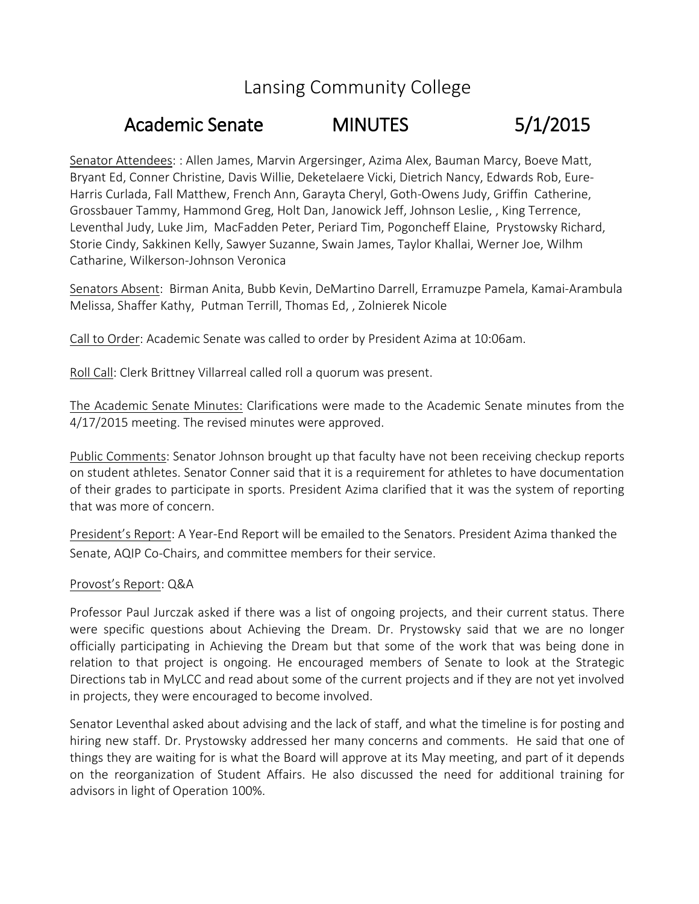# Lansing Community College

## Academic Senate MINUTES 5/1/2015

<u>Senator Attendees</u>: : Allen James, Marvin Argersinger, Azima Alex, Bauman Marcy, Boeve Matt, Bryant Ed, Conner Christine, Davis Willie, Deketelaere Vicki, Dietrich Nancy, Edwards Rob, Eure-Harris Curlada, Fall Matthew, French Ann, Garayta Cheryl, Goth-Owens Judy, Griffin Catherine, Grossbauer Tammy, Hammond Greg, Holt Dan, Janowick Jeff, Johnson Leslie, , King Terrence, Leventhal Judy, Luke Jim, MacFadden Peter, Periard Tim, Pogoncheff Elaine, Prystowsky Richard, Storie Cindy, Sakkinen Kelly, Sawyer Suzanne, Swain James, Taylor Khallai, Werner Joe, Wilhm Catharine, Wilkerson-Johnson Veronica

<u>Senators Absent</u>: Birman Anita, Bubb Kevin, DeMartino Darrell, Erramuzpe Pamela, Kamai-Arambula Melissa, Shaffer Kathy, Putman Terrill, Thomas Ed, , Zolnierek Nicole

<u>Call to Order</u>: Academic Senate was called to order by President Azima at 10:06am.

<u>Roll Call</u>: Clerk Brittney Villarreal called roll a quorum was present.

<u>The Academic Senate Minutes:</u> Clarifications were made to the Academic Senate minutes from the 4/17/2015 meeting. The revised minutes were approved.

<u>Public Comments</u>: Senator Johnson brought up that faculty have not been receiving checkup reports on student athletes. Senator Conner said that it is a requirement for athletes to have documentation of their grades to participate in sports. President Azima clarified that it was the system of reporting that was more of concern.

<u>President's Report</u>: A Year-End Report will be emailed to the Senators. President Azima thanked the Senate, AQIP Co-Chairs, and committee members for their service.

<u>Provost's Report</u>: Q&A

Professor Paul Jurczak asked if there was a list of ongoing projects, and their current status. There were specific questions about Achieving the Dream. Dr. Prystowsky said that we are no longer officially participating in Achieving the Dream but that some of the work that was being done in relation to that project is ongoing. He encouraged members of Senate to look at the Strategic Directions tab in MyLCC and read about some of the current projects and if they are not yet involved in projects, they were encouraged to become involved.

Senator Leventhal asked about advising and the lack of staff, and what the timeline is for posting and hiring new staff. Dr. Prystowsky addressed her many concerns and comments. He said that one of things they are waiting for is what the Board will approve at its May meeting, and part of it depends on the reorganization of Student Affairs. He also discussed the need for additional training for advisors in light of Operation 100%.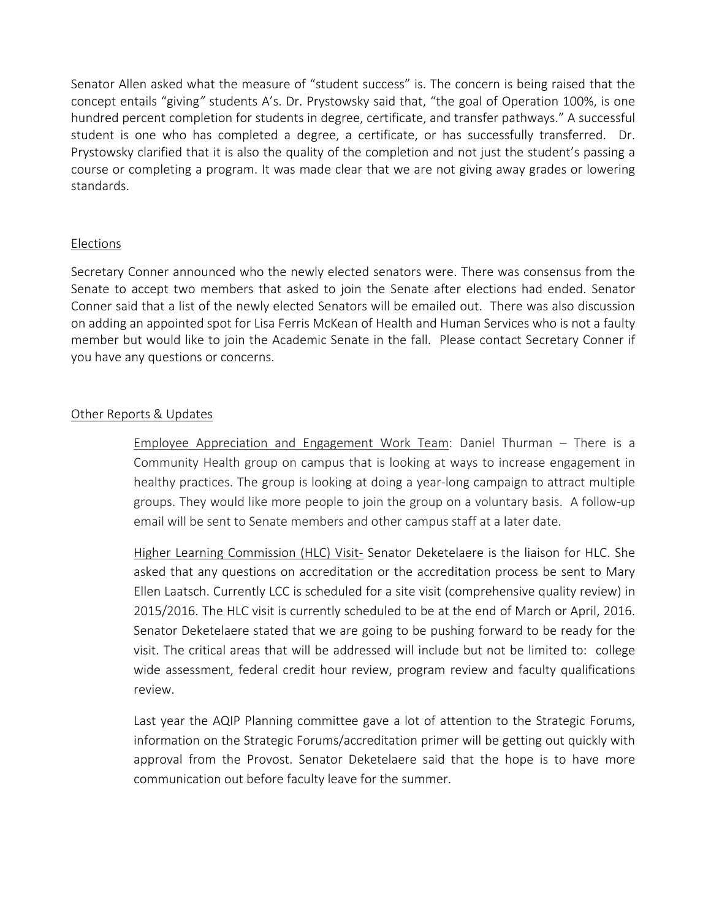Senator Allen asked what the measure of "student success" is. The concern is being raised that the concept entails "giving" students A's. Dr. Prystowsky said that, "the goal of Operation 100%, is one hundred percent completion for students in degree, certificate, and transfer pathways." A successful student is one who has completed a degree, a certificate, or has successfully transferred. Dr. Prystowsky clarified that it is also the quality of the completion and not just the student's passing a course or completing a program. It was made clear that we are not giving away grades or lowering standards.

<u>Elections</u>

Secretary Conner announced who the newly elected senators were. There was consensus from the Senate to accept two members that asked to join the Senate after elections had ended. Senator Conner said that a list of the newly elected Senators will be emailed out. There was also discussion on adding an appointed spot for Lisa Ferris McKean of Health and Human Services who is not a faulty member but would like to join the Academic Senate in the fall. Please contact Secretary Conner if you have any questions or concerns.

<u>Other Reports & Updates</u>

<u>Employee Appreciation and Engagement Work Team</u>: Daniel Thurman – There is a Community Health group on campus that is looking at ways to increase engagement in healthy practices. The group is looking at doing a year-long campaign to attract multiple groups. They would like more people to join the group on a voluntary basis. A follow-up email will be sent to Senate members and other campus staff at a later date.

<u>Higher Learning Commission (HLC) Visit-</u> Senator Deketelaere is the liaison for HLC. She asked that any questions on accreditation or the accreditation process be sent to Mary Ellen Laatsch. Currently LCC is scheduled for a site visit (comprehensive quality review) in 2015/2016. The HLC visit is currently scheduled to be at the end of March or April, 2016. Senator Deketelaere stated that we are going to be pushing forward to be ready for the visit. The critical areas that will be addressed will include but not be limited to: college wide assessment, federal credit hour review, program review and faculty qualifications review.

Last year the AQIP Planning committee gave a lot of attention to the Strategic Forums, information on the Strategic Forums/accreditation primer will be getting out quickly with approval from the Provost. Senator Deketelaere said that the hope is to have more communication out before faculty leave for the summer.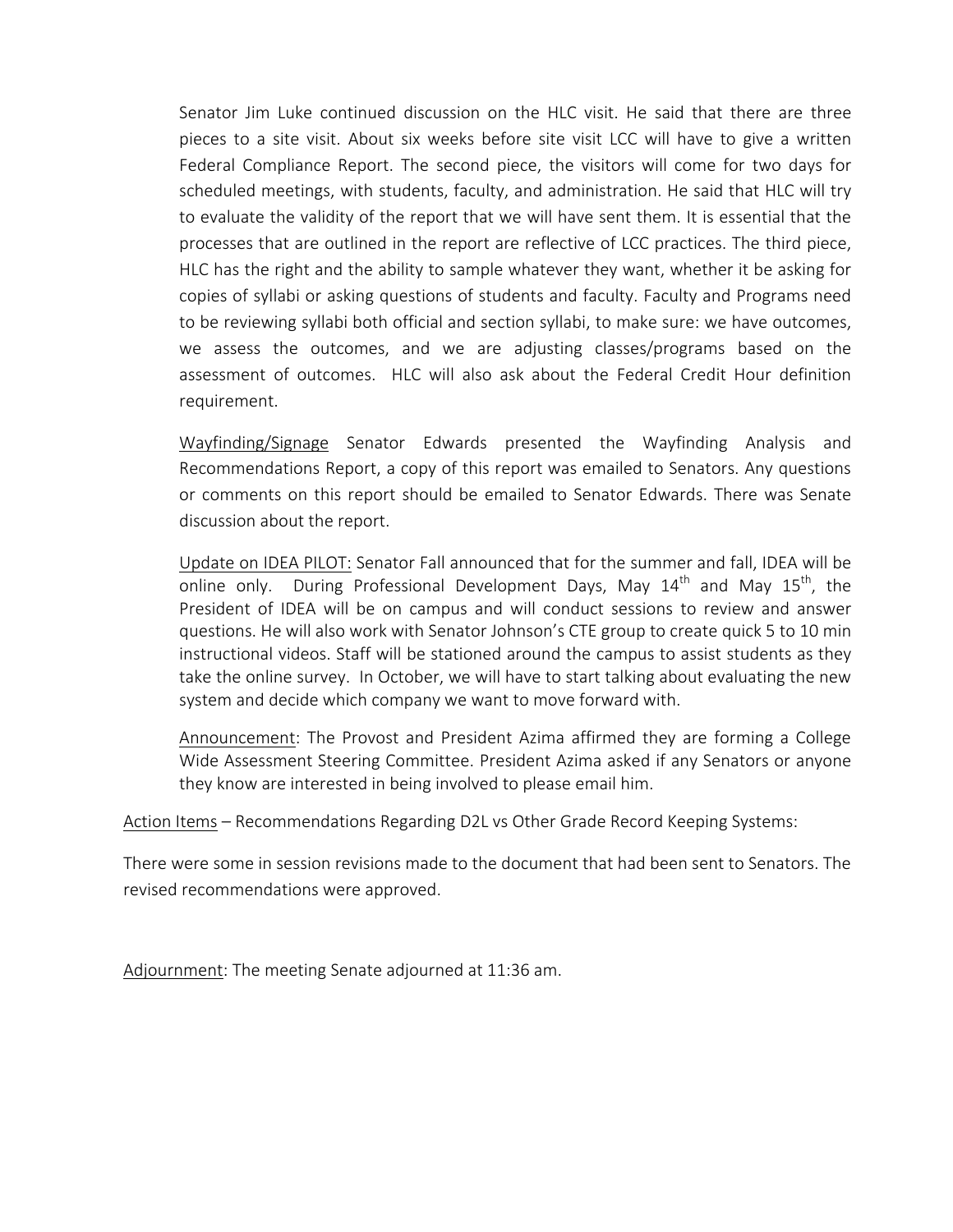Senator Jim Luke continued discussion on the HLC visit. He said that there are three pieces to a site visit. About six weeks before site visit LCC will have to give a written Federal Compliance Report. The second piece, the visitors will come for two days for scheduled meetings, with students, faculty, and administration. He said that HLC will try to evaluate the validity of the report that we will have sent them. It is essential that the processes that are outlined in the report are reflective of LCC practices. The third piece, HLC has the right and the ability to sample whatever they want, whether it be asking for copies of syllabi or asking questions of students and faculty. Faculty and Programs need to be reviewing syllabi both official and section syllabi, to make sure: we have outcomes, we assess the outcomes, and we are adjusting classes/programs based on the assessment of outcomes. HLC will also ask about the Federal Credit Hour definition requirement.

<u>Wayfinding/Signage</u> Senator Edwards presented the Wayfinding Analysis and Recommendations Report, a copy of this report was emailed to Senators. Any questions or comments on this report should be emailed to Senator Edwards. There was Senate discussion about the report.

<u>Update on IDEA PILOT:</u> Senator Fall announced that for the summer and fall, IDEA will be online only. During Professional Development Days, May 14th and May 15th, the President of IDEA will be on campus and will conduct sessions to review and answer questions. He will also work with Senator Johnson's CTE group to create quick 5 to 10 min instructional videos. Staff will be stationed around the campus to assist students as they take the online survey. In October, we will have to start talking about evaluating the new system and decide which company we want to move forward with.

<u>Announcement</u>: The Provost and President Azima affirmed they are forming a College Wide Assessment Steering Committee. President Azima asked if any Senators or anyone they know are interested in being involved to please email him.

<u>Action Items</u> – Recommendations Regarding D2L vs Other Grade Record Keeping Systems:

There were some in session revisions made to the document that had been sent to Senators. The revised recommendations were approved.

<u>Adjournment</u>: The meeting Senate adjourned at 11:36 am.